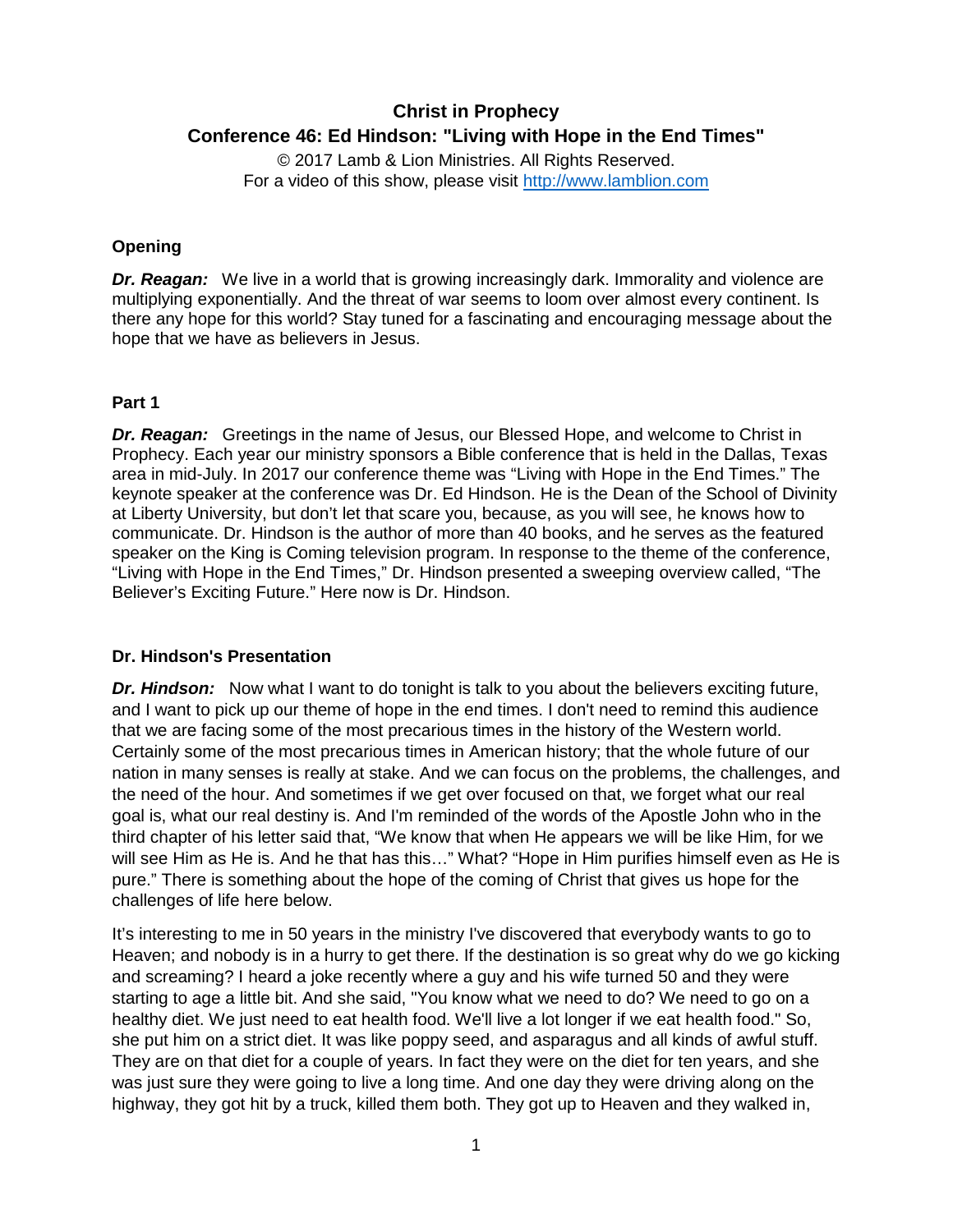# Christ in Prophecy
## Conference 46: Ed Hindson: "Living with Hope in the End Times"

© 2017 Lamb & Lion Ministries. All Rights Reserved.
For a video of this show, please visit http://www.lamblion.com

### Opening

***Dr. Reagan:*** We live in a world that is growing increasingly dark. Immorality and violence are multiplying exponentially. And the threat of war seems to loom over almost every continent. Is there any hope for this world? Stay tuned for a fascinating and encouraging message about the hope that we have as believers in Jesus.

### Part 1

***Dr. Reagan:*** Greetings in the name of Jesus, our Blessed Hope, and welcome to Christ in Prophecy. Each year our ministry sponsors a Bible conference that is held in the Dallas, Texas area in mid-July. In 2017 our conference theme was "Living with Hope in the End Times." The keynote speaker at the conference was Dr. Ed Hindson. He is the Dean of the School of Divinity at Liberty University, but don't let that scare you, because, as you will see, he knows how to communicate. Dr. Hindson is the author of more than 40 books, and he serves as the featured speaker on the King is Coming television program. In response to the theme of the conference, "Living with Hope in the End Times," Dr. Hindson presented a sweeping overview called, "The Believer's Exciting Future." Here now is Dr. Hindson.

### Dr. Hindson's Presentation

***Dr. Hindson:*** Now what I want to do tonight is talk to you about the believers exciting future, and I want to pick up our theme of hope in the end times. I don't need to remind this audience that we are facing some of the most precarious times in the history of the Western world. Certainly some of the most precarious times in American history; that the whole future of our nation in many senses is really at stake. And we can focus on the problems, the challenges, and the need of the hour. And sometimes if we get over focused on that, we forget what our real goal is, what our real destiny is. And I'm reminded of the words of the Apostle John who in the third chapter of his letter said that, "We know that when He appears we will be like Him, for we will see Him as He is. And he that has this…" What? "Hope in Him purifies himself even as He is pure." There is something about the hope of the coming of Christ that gives us hope for the challenges of life here below.

It's interesting to me in 50 years in the ministry I've discovered that everybody wants to go to Heaven; and nobody is in a hurry to get there. If the destination is so great why do we go kicking and screaming? I heard a joke recently where a guy and his wife turned 50 and they were starting to age a little bit. And she said, "You know what we need to do? We need to go on a healthy diet. We just need to eat health food. We'll live a lot longer if we eat health food." So, she put him on a strict diet. It was like poppy seed, and asparagus and all kinds of awful stuff. They are on that diet for a couple of years. In fact they were on the diet for ten years, and she was just sure they were going to live a long time. And one day they were driving along on the highway, they got hit by a truck, killed them both. They got up to Heaven and they walked in,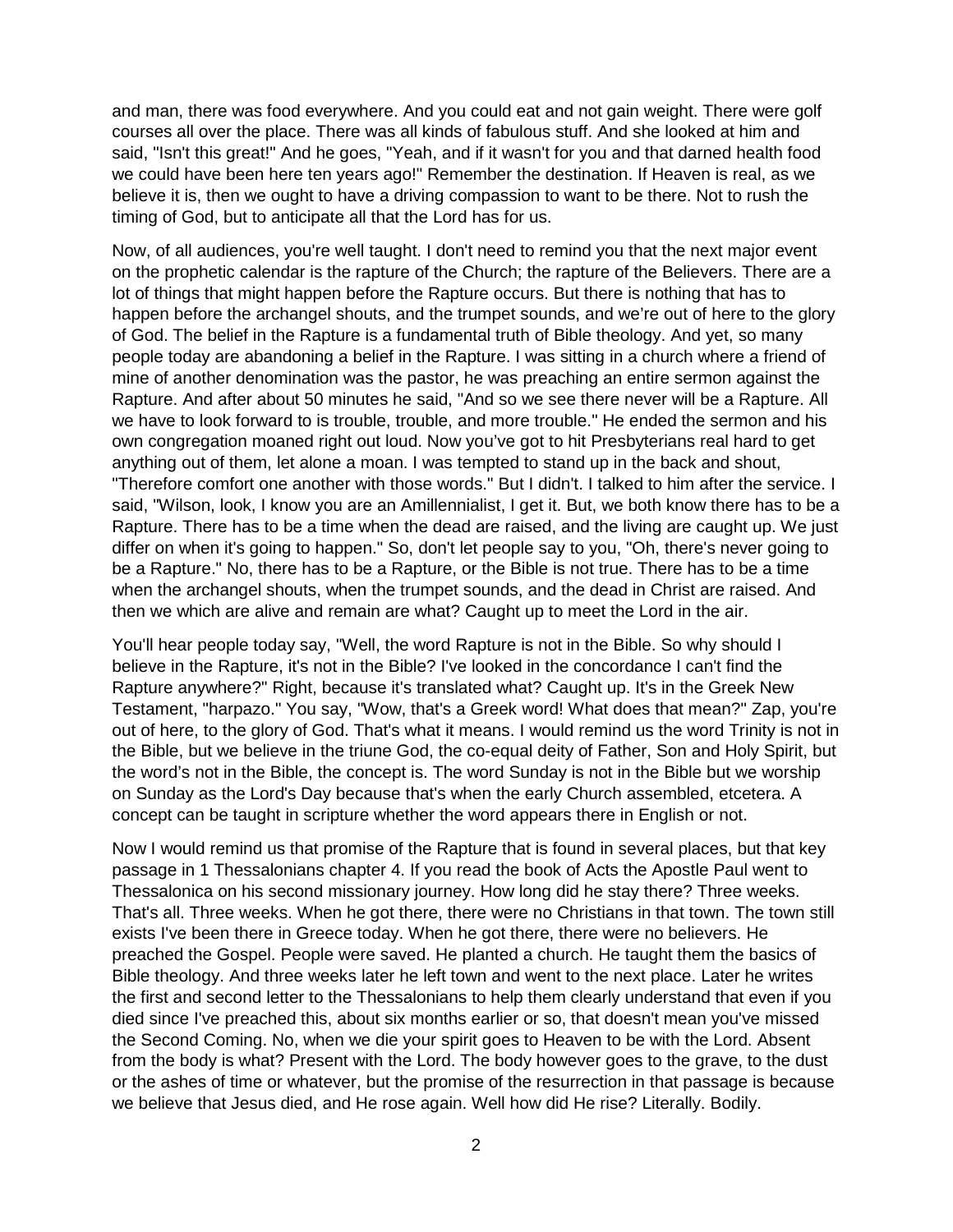and man, there was food everywhere. And you could eat and not gain weight. There were golf courses all over the place. There was all kinds of fabulous stuff. And she looked at him and said, "Isn't this great!" And he goes, "Yeah, and if it wasn't for you and that darned health food we could have been here ten years ago!" Remember the destination. If Heaven is real, as we believe it is, then we ought to have a driving compassion to want to be there. Not to rush the timing of God, but to anticipate all that the Lord has for us.

Now, of all audiences, you're well taught. I don't need to remind you that the next major event on the prophetic calendar is the rapture of the Church; the rapture of the Believers. There are a lot of things that might happen before the Rapture occurs. But there is nothing that has to happen before the archangel shouts, and the trumpet sounds, and we’re out of here to the glory of God. The belief in the Rapture is a fundamental truth of Bible theology. And yet, so many people today are abandoning a belief in the Rapture. I was sitting in a church where a friend of mine of another denomination was the pastor, he was preaching an entire sermon against the Rapture. And after about 50 minutes he said, "And so we see there never will be a Rapture. All we have to look forward to is trouble, trouble, and more trouble." He ended the sermon and his own congregation moaned right out loud. Now you’ve got to hit Presbyterians real hard to get anything out of them, let alone a moan. I was tempted to stand up in the back and shout, "Therefore comfort one another with those words." But I didn't. I talked to him after the service. I said, "Wilson, look, I know you are an Amillennialist, I get it. But, we both know there has to be a Rapture. There has to be a time when the dead are raised, and the living are caught up. We just differ on when it's going to happen." So, don't let people say to you, "Oh, there's never going to be a Rapture." No, there has to be a Rapture, or the Bible is not true. There has to be a time when the archangel shouts, when the trumpet sounds, and the dead in Christ are raised. And then we which are alive and remain are what? Caught up to meet the Lord in the air.

You'll hear people today say, "Well, the word Rapture is not in the Bible. So why should I believe in the Rapture, it's not in the Bible? I've looked in the concordance I can't find the Rapture anywhere?" Right, because it's translated what? Caught up. It's in the Greek New Testament, "harpazo." You say, "Wow, that's a Greek word! What does that mean?" Zap, you're out of here, to the glory of God. That's what it means. I would remind us the word Trinity is not in the Bible, but we believe in the triune God, the co-equal deity of Father, Son and Holy Spirit, but the word’s not in the Bible, the concept is. The word Sunday is not in the Bible but we worship on Sunday as the Lord's Day because that's when the early Church assembled, etcetera. A concept can be taught in scripture whether the word appears there in English or not.

Now I would remind us that promise of the Rapture that is found in several places, but that key passage in 1 Thessalonians chapter 4. If you read the book of Acts the Apostle Paul went to Thessalonica on his second missionary journey. How long did he stay there? Three weeks. That's all. Three weeks. When he got there, there were no Christians in that town. The town still exists I've been there in Greece today. When he got there, there were no believers. He preached the Gospel. People were saved. He planted a church. He taught them the basics of Bible theology. And three weeks later he left town and went to the next place. Later he writes the first and second letter to the Thessalonians to help them clearly understand that even if you died since I've preached this, about six months earlier or so, that doesn't mean you've missed the Second Coming. No, when we die your spirit goes to Heaven to be with the Lord. Absent from the body is what? Present with the Lord. The body however goes to the grave, to the dust or the ashes of time or whatever, but the promise of the resurrection in that passage is because we believe that Jesus died, and He rose again. Well how did He rise? Literally. Bodily.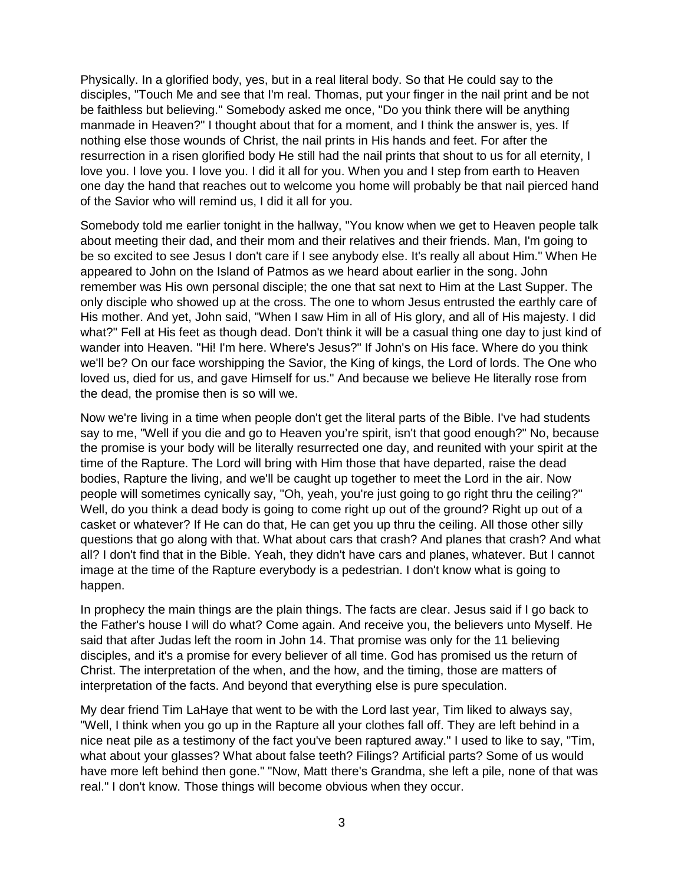Physically. In a glorified body, yes, but in a real literal body. So that He could say to the disciples, "Touch Me and see that I'm real. Thomas, put your finger in the nail print and be not be faithless but believing." Somebody asked me once, "Do you think there will be anything manmade in Heaven?" I thought about that for a moment, and I think the answer is, yes. If nothing else those wounds of Christ, the nail prints in His hands and feet. For after the resurrection in a risen glorified body He still had the nail prints that shout to us for all eternity, I love you. I love you. I love you. I did it all for you. When you and I step from earth to Heaven one day the hand that reaches out to welcome you home will probably be that nail pierced hand of the Savior who will remind us, I did it all for you.

Somebody told me earlier tonight in the hallway, "You know when we get to Heaven people talk about meeting their dad, and their mom and their relatives and their friends. Man, I'm going to be so excited to see Jesus I don't care if I see anybody else. It's really all about Him." When He appeared to John on the Island of Patmos as we heard about earlier in the song. John remember was His own personal disciple; the one that sat next to Him at the Last Supper. The only disciple who showed up at the cross. The one to whom Jesus entrusted the earthly care of His mother. And yet, John said, "When I saw Him in all of His glory, and all of His majesty. I did what?" Fell at His feet as though dead. Don't think it will be a casual thing one day to just kind of wander into Heaven. "Hi! I'm here. Where's Jesus?" If John's on His face. Where do you think we'll be? On our face worshipping the Savior, the King of kings, the Lord of lords. The One who loved us, died for us, and gave Himself for us." And because we believe He literally rose from the dead, the promise then is so will we.

Now we're living in a time when people don't get the literal parts of the Bible. I've had students say to me, "Well if you die and go to Heaven you're spirit, isn't that good enough?" No, because the promise is your body will be literally resurrected one day, and reunited with your spirit at the time of the Rapture. The Lord will bring with Him those that have departed, raise the dead bodies, Rapture the living, and we'll be caught up together to meet the Lord in the air. Now people will sometimes cynically say, "Oh, yeah, you're just going to go right thru the ceiling?" Well, do you think a dead body is going to come right up out of the ground? Right up out of a casket or whatever? If He can do that, He can get you up thru the ceiling. All those other silly questions that go along with that. What about cars that crash? And planes that crash? And what all? I don't find that in the Bible. Yeah, they didn't have cars and planes, whatever. But I cannot image at the time of the Rapture everybody is a pedestrian. I don't know what is going to happen.

In prophecy the main things are the plain things. The facts are clear. Jesus said if I go back to the Father's house I will do what? Come again. And receive you, the believers unto Myself. He said that after Judas left the room in John 14. That promise was only for the 11 believing disciples, and it's a promise for every believer of all time. God has promised us the return of Christ. The interpretation of the when, and the how, and the timing, those are matters of interpretation of the facts. And beyond that everything else is pure speculation.

My dear friend Tim LaHaye that went to be with the Lord last year, Tim liked to always say, "Well, I think when you go up in the Rapture all your clothes fall off. They are left behind in a nice neat pile as a testimony of the fact you've been raptured away." I used to like to say, "Tim, what about your glasses? What about false teeth? Filings? Artificial parts? Some of us would have more left behind then gone." "Now, Matt there's Grandma, she left a pile, none of that was real." I don't know. Those things will become obvious when they occur.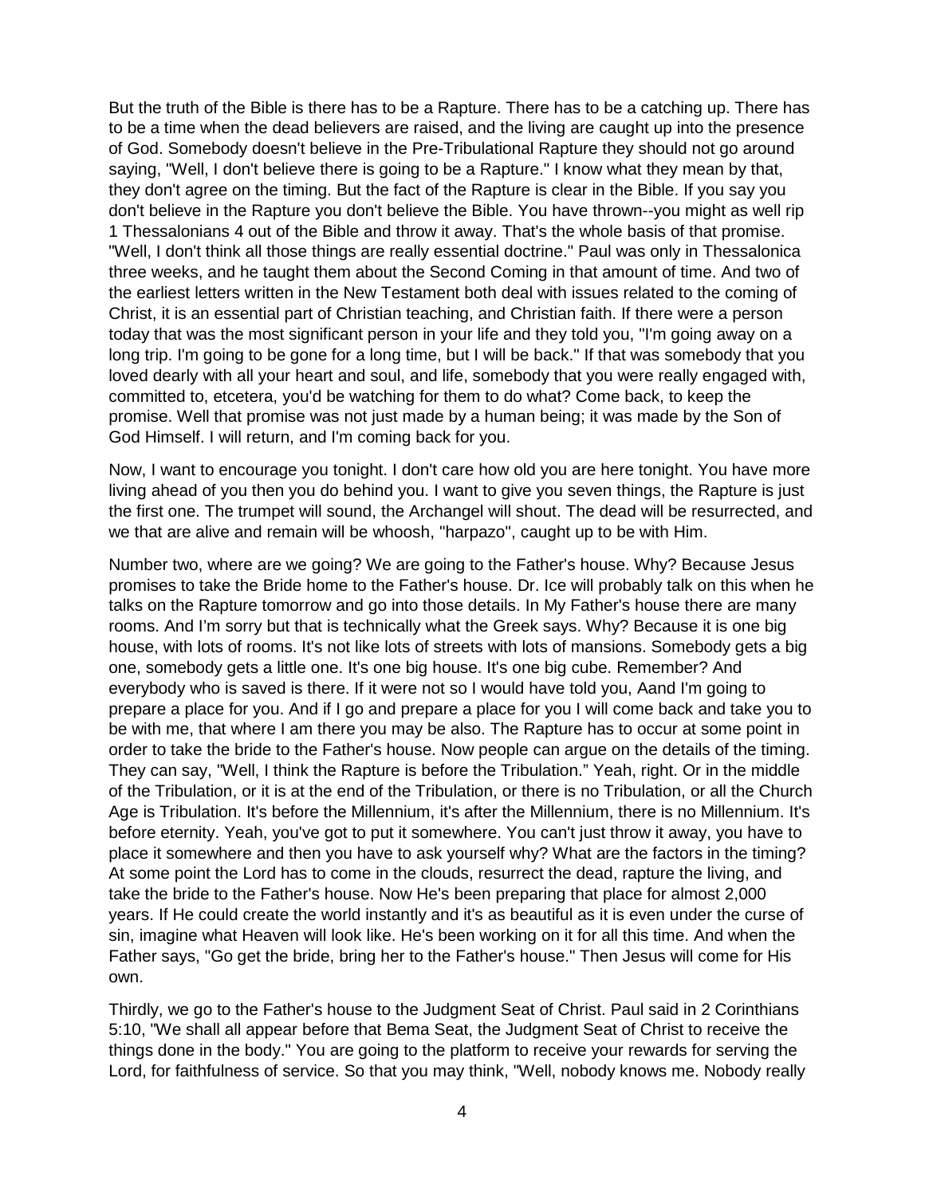But the truth of the Bible is there has to be a Rapture. There has to be a catching up. There has to be a time when the dead believers are raised, and the living are caught up into the presence of God. Somebody doesn't believe in the Pre-Tribulational Rapture they should not go around saying, "Well, I don't believe there is going to be a Rapture." I know what they mean by that, they don't agree on the timing. But the fact of the Rapture is clear in the Bible. If you say you don't believe in the Rapture you don't believe the Bible. You have thrown--you might as well rip 1 Thessalonians 4 out of the Bible and throw it away. That's the whole basis of that promise. "Well, I don't think all those things are really essential doctrine." Paul was only in Thessalonica three weeks, and he taught them about the Second Coming in that amount of time. And two of the earliest letters written in the New Testament both deal with issues related to the coming of Christ, it is an essential part of Christian teaching, and Christian faith. If there were a person today that was the most significant person in your life and they told you, "I'm going away on a long trip. I'm going to be gone for a long time, but I will be back." If that was somebody that you loved dearly with all your heart and soul, and life, somebody that you were really engaged with, committed to, etcetera, you'd be watching for them to do what? Come back, to keep the promise. Well that promise was not just made by a human being; it was made by the Son of God Himself. I will return, and I'm coming back for you.

Now, I want to encourage you tonight. I don't care how old you are here tonight. You have more living ahead of you then you do behind you. I want to give you seven things, the Rapture is just the first one. The trumpet will sound, the Archangel will shout. The dead will be resurrected, and we that are alive and remain will be whoosh, "harpazo", caught up to be with Him.

Number two, where are we going? We are going to the Father's house. Why? Because Jesus promises to take the Bride home to the Father's house. Dr. Ice will probably talk on this when he talks on the Rapture tomorrow and go into those details. In My Father's house there are many rooms. And I'm sorry but that is technically what the Greek says. Why? Because it is one big house, with lots of rooms. It's not like lots of streets with lots of mansions. Somebody gets a big one, somebody gets a little one. It's one big house. It's one big cube. Remember? And everybody who is saved is there. If it were not so I would have told you, Aand I'm going to prepare a place for you. And if I go and prepare a place for you I will come back and take you to be with me, that where I am there you may be also. The Rapture has to occur at some point in order to take the bride to the Father's house. Now people can argue on the details of the timing. They can say, "Well, I think the Rapture is before the Tribulation." Yeah, right. Or in the middle of the Tribulation, or it is at the end of the Tribulation, or there is no Tribulation, or all the Church Age is Tribulation. It's before the Millennium, it's after the Millennium, there is no Millennium. It's before eternity. Yeah, you've got to put it somewhere. You can't just throw it away, you have to place it somewhere and then you have to ask yourself why? What are the factors in the timing? At some point the Lord has to come in the clouds, resurrect the dead, rapture the living, and take the bride to the Father's house. Now He's been preparing that place for almost 2,000 years. If He could create the world instantly and it's as beautiful as it is even under the curse of sin, imagine what Heaven will look like. He's been working on it for all this time. And when the Father says, "Go get the bride, bring her to the Father's house." Then Jesus will come for His own.

Thirdly, we go to the Father's house to the Judgment Seat of Christ. Paul said in 2 Corinthians 5:10, "We shall all appear before that Bema Seat, the Judgment Seat of Christ to receive the things done in the body." You are going to the platform to receive your rewards for serving the Lord, for faithfulness of service. So that you may think, "Well, nobody knows me. Nobody really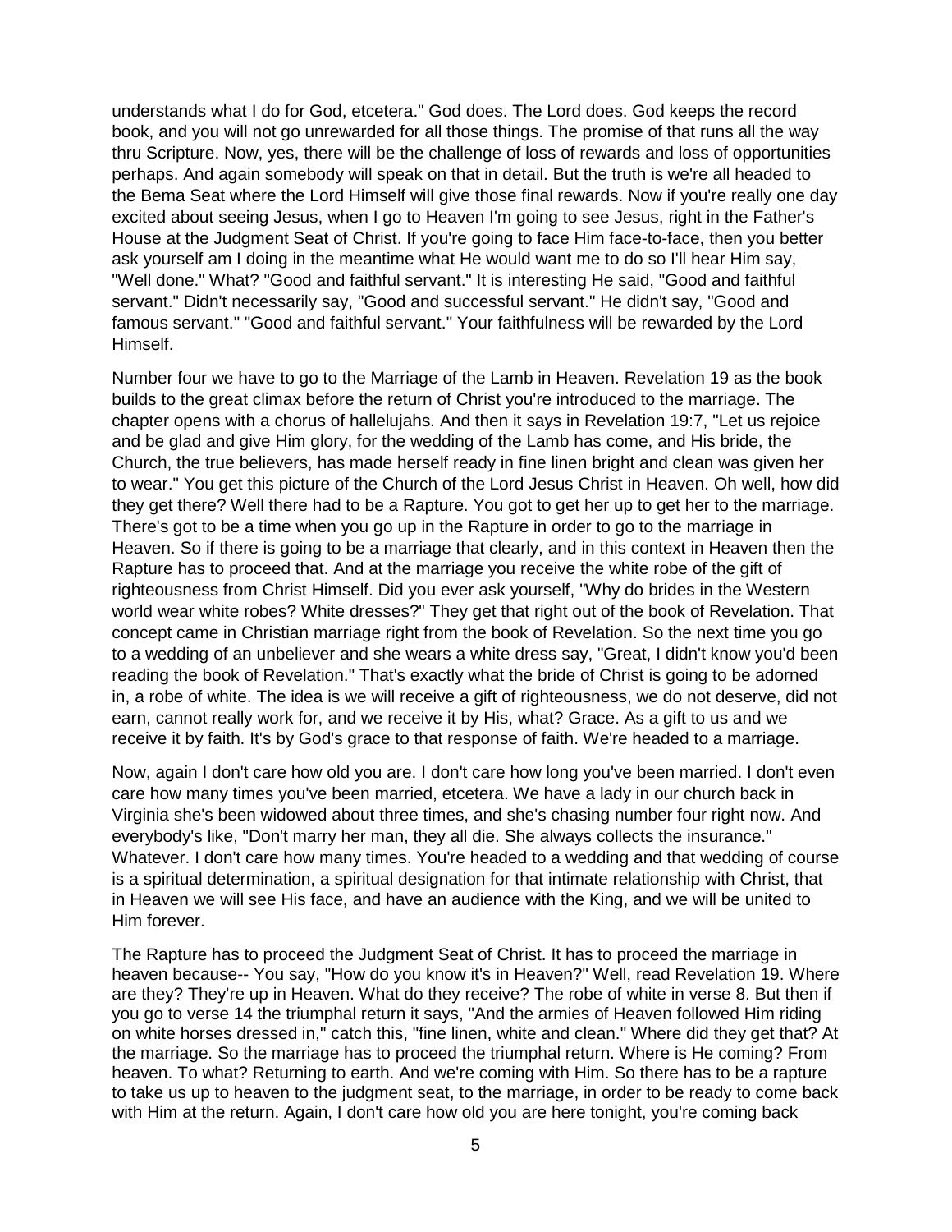understands what I do for God, etcetera." God does. The Lord does. God keeps the record book, and you will not go unrewarded for all those things. The promise of that runs all the way thru Scripture. Now, yes, there will be the challenge of loss of rewards and loss of opportunities perhaps. And again somebody will speak on that in detail. But the truth is we're all headed to the Bema Seat where the Lord Himself will give those final rewards. Now if you're really one day excited about seeing Jesus, when I go to Heaven I'm going to see Jesus, right in the Father's House at the Judgment Seat of Christ. If you're going to face Him face-to-face, then you better ask yourself am I doing in the meantime what He would want me to do so I'll hear Him say, "Well done." What? "Good and faithful servant." It is interesting He said, "Good and faithful servant." Didn't necessarily say, "Good and successful servant." He didn't say, "Good and famous servant." "Good and faithful servant." Your faithfulness will be rewarded by the Lord Himself.

Number four we have to go to the Marriage of the Lamb in Heaven. Revelation 19 as the book builds to the great climax before the return of Christ you're introduced to the marriage. The chapter opens with a chorus of hallelujahs. And then it says in Revelation 19:7, "Let us rejoice and be glad and give Him glory, for the wedding of the Lamb has come, and His bride, the Church, the true believers, has made herself ready in fine linen bright and clean was given her to wear." You get this picture of the Church of the Lord Jesus Christ in Heaven. Oh well, how did they get there? Well there had to be a Rapture. You got to get her up to get her to the marriage. There's got to be a time when you go up in the Rapture in order to go to the marriage in Heaven. So if there is going to be a marriage that clearly, and in this context in Heaven then the Rapture has to proceed that. And at the marriage you receive the white robe of the gift of righteousness from Christ Himself. Did you ever ask yourself, "Why do brides in the Western world wear white robes? White dresses?" They get that right out of the book of Revelation. That concept came in Christian marriage right from the book of Revelation. So the next time you go to a wedding of an unbeliever and she wears a white dress say, "Great, I didn't know you'd been reading the book of Revelation." That's exactly what the bride of Christ is going to be adorned in, a robe of white. The idea is we will receive a gift of righteousness, we do not deserve, did not earn, cannot really work for, and we receive it by His, what? Grace. As a gift to us and we receive it by faith. It's by God's grace to that response of faith. We're headed to a marriage.

Now, again I don't care how old you are. I don't care how long you've been married. I don't even care how many times you've been married, etcetera. We have a lady in our church back in Virginia she's been widowed about three times, and she's chasing number four right now. And everybody's like, "Don't marry her man, they all die. She always collects the insurance." Whatever. I don't care how many times. You're headed to a wedding and that wedding of course is a spiritual determination, a spiritual designation for that intimate relationship with Christ, that in Heaven we will see His face, and have an audience with the King, and we will be united to Him forever.

The Rapture has to proceed the Judgment Seat of Christ. It has to proceed the marriage in heaven because-- You say, "How do you know it's in Heaven?" Well, read Revelation 19. Where are they? They're up in Heaven. What do they receive? The robe of white in verse 8. But then if you go to verse 14 the triumphal return it says, "And the armies of Heaven followed Him riding on white horses dressed in," catch this, "fine linen, white and clean." Where did they get that? At the marriage. So the marriage has to proceed the triumphal return. Where is He coming? From heaven. To what? Returning to earth. And we're coming with Him. So there has to be a rapture to take us up to heaven to the judgment seat, to the marriage, in order to be ready to come back with Him at the return. Again, I don't care how old you are here tonight, you're coming back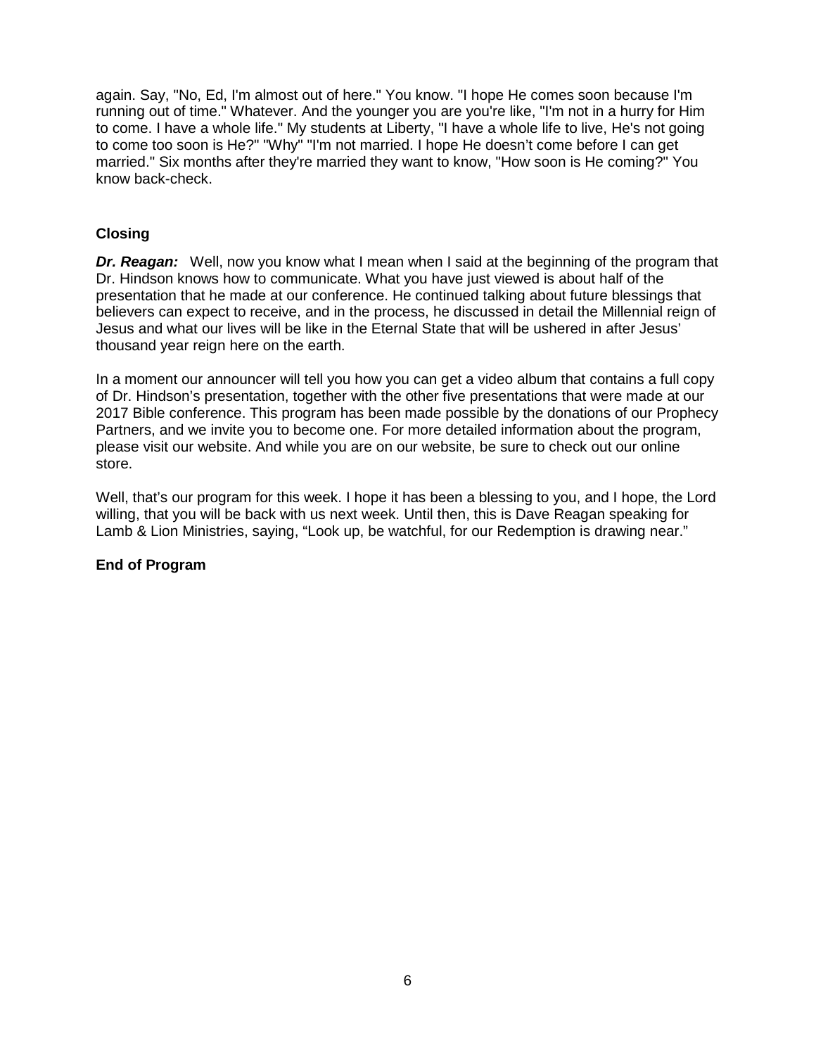again. Say, "No, Ed, I'm almost out of here." You know. "I hope He comes soon because I'm running out of time." Whatever. And the younger you are you're like, "I'm not in a hurry for Him to come. I have a whole life." My students at Liberty, "I have a whole life to live, He's not going to come too soon is He?" "Why" "I'm not married. I hope He doesn't come before I can get married." Six months after they're married they want to know, "How soon is He coming?" You know back-check.

**Closing**

***Dr. Reagan:*** Well, now you know what I mean when I said at the beginning of the program that Dr. Hindson knows how to communicate. What you have just viewed is about half of the presentation that he made at our conference. He continued talking about future blessings that believers can expect to receive, and in the process, he discussed in detail the Millennial reign of Jesus and what our lives will be like in the Eternal State that will be ushered in after Jesus' thousand year reign here on the earth.

In a moment our announcer will tell you how you can get a video album that contains a full copy of Dr. Hindson's presentation, together with the other five presentations that were made at our 2017 Bible conference. This program has been made possible by the donations of our Prophecy Partners, and we invite you to become one. For more detailed information about the program, please visit our website. And while you are on our website, be sure to check out our online store.

Well, that's our program for this week. I hope it has been a blessing to you, and I hope, the Lord willing, that you will be back with us next week. Until then, this is Dave Reagan speaking for Lamb & Lion Ministries, saying, "Look up, be watchful, for our Redemption is drawing near."

**End of Program**